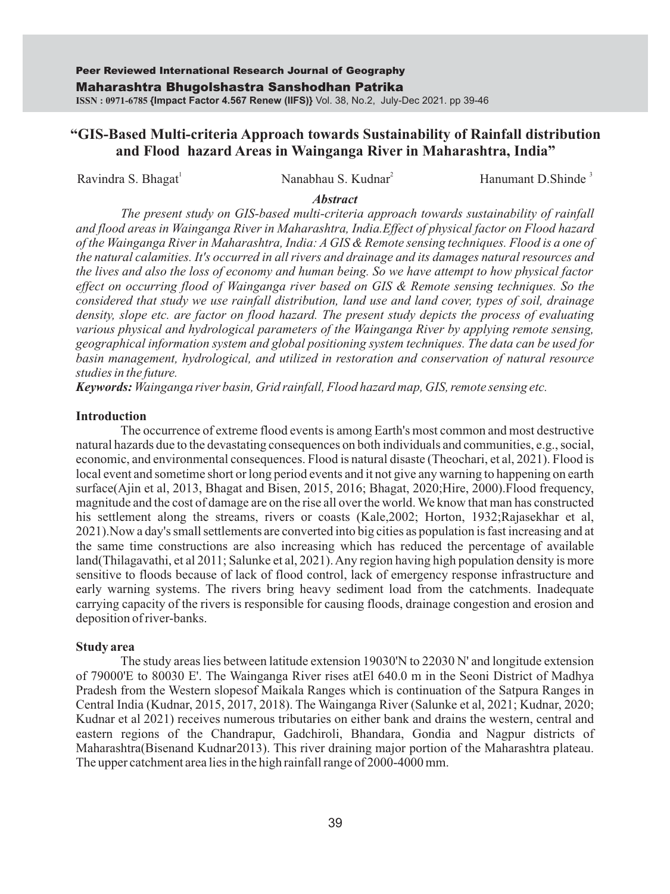# "GIS-Based Multi-criteria Approach towards Sustainability of Rainfall distribution and Flood hazard Areas in Wainganga River in Maharashtra, India"

Ravindra S. Bhagat[1] Nanabhau S. Kudnar[2] Hanumant D.Shinde [3]

### *Abstract*

*The present study on GIS-based multi-criteria approach towards sustainability of rainfall and flood areas in Wainganga River in Maharashtra, India.Effect of physical factor on Flood hazard of the Wainganga River in Maharashtra, India: A GIS & Remote sensing techniques. Flood is a one of the natural calamities. It's occurred in all rivers and drainage and its damages natural resources and the lives and also the loss of economy and human being. So we have attempt to how physical factor effect on occurring flood of Wainganga river based on GIS & Remote sensing techniques. So the considered that study we use rainfall distribution, land use and land cover, types of soil, drainage density, slope etc. are factor on flood hazard. The present study depicts the process of evaluating various physical and hydrological parameters of the Wainganga River by applying remote sensing, geographical information system and global positioning system techniques. The data can be used for basin management, hydrological, and utilized in restoration and conservation of natural resource studies in the future.*

***Keywords:*** *Wainganga river basin, Grid rainfall, Flood hazard map, GIS, remote sensing etc.*

## Introduction

The occurrence of extreme flood events is among Earth's most common and most destructive natural hazards due to the devastating consequences on both individuals and communities, e.g., social, economic, and environmental consequences. Flood is natural disaste (Theochari, et al, 2021). Flood is local event and sometime short or long period events and it not give any warning to happening on earth surface(Ajin et al, 2013, Bhagat and Bisen, 2015, 2016; Bhagat, 2020;Hire, 2000).Flood frequency, magnitude and the cost of damage are on the rise all over the world. We know that man has constructed his settlement along the streams, rivers or coasts (Kale,2002; Horton, 1932;Rajasekhar et al, 2021).Now a day's small settlements are converted into big cities as population is fast increasing and at the same time constructions are also increasing which has reduced the percentage of available land(Thilagavathi, et al 2011; Salunke et al, 2021). Any region having high population density is more sensitive to floods because of lack of flood control, lack of emergency response infrastructure and early warning systems. The rivers bring heavy sediment load from the catchments. Inadequate carrying capacity of the rivers is responsible for causing floods, drainage congestion and erosion and deposition of river-banks.

## Study area

The study areas lies between latitude extension 19030'N to 22030 N' and longitude extension of 79000'E to 80030 E'. The Wainganga River rises atEl 640.0 m in the Seoni District of Madhya Pradesh from the Western slopesof Maikala Ranges which is continuation of the Satpura Ranges in Central India (Kudnar, 2015, 2017, 2018). The Wainganga River (Salunke et al, 2021; Kudnar, 2020; Kudnar et al 2021) receives numerous tributaries on either bank and drains the western, central and eastern regions of the Chandrapur, Gadchiroli, Bhandara, Gondia and Nagpur districts of Maharashtra(Bisenand Kudnar2013). This river draining major portion of the Maharashtra plateau. The upper catchment area lies in the high rainfall range of 2000-4000 mm.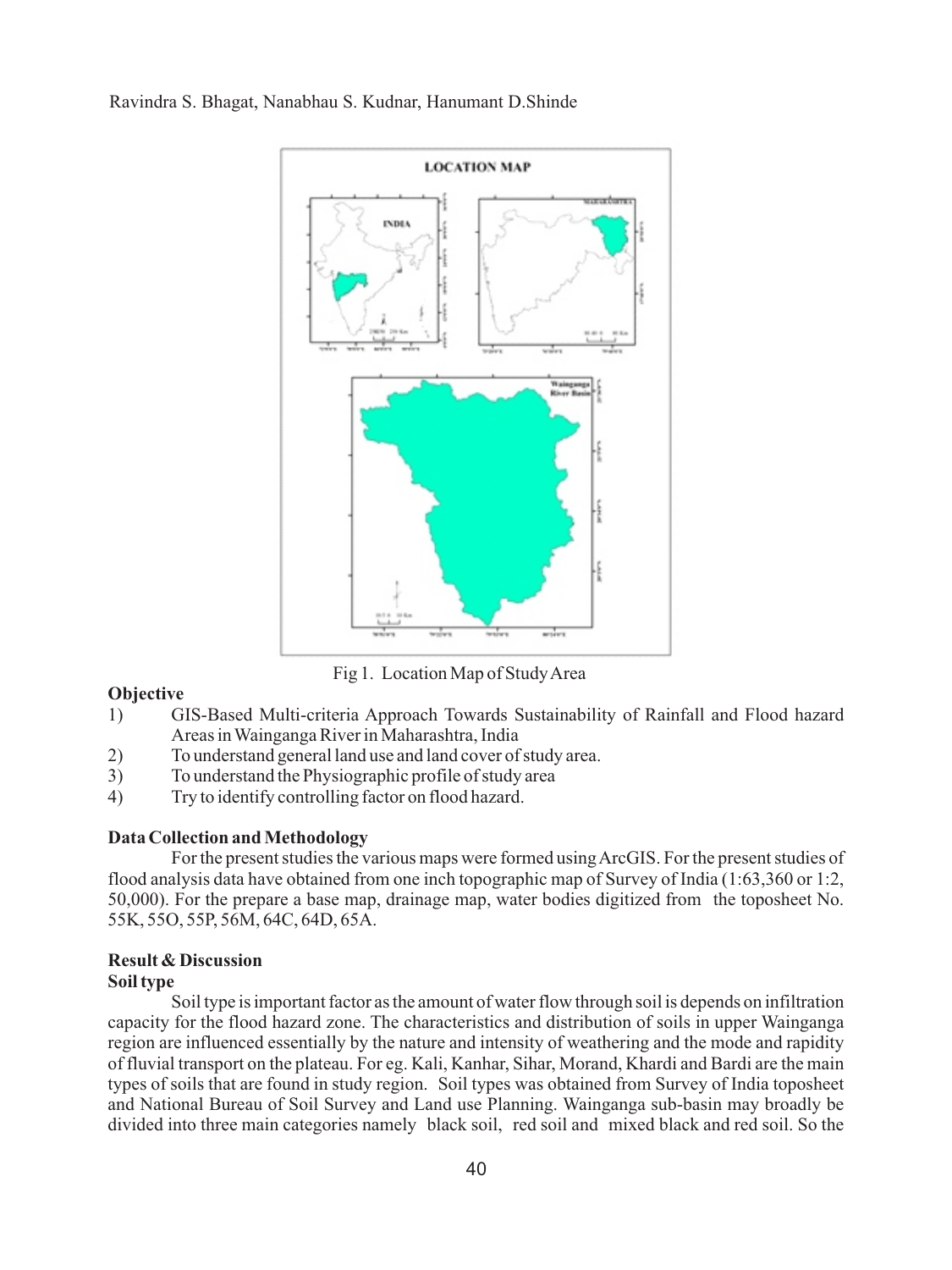Fig 1. Location Map of Study Area

**Objective**

1) GIS-Based Multi-criteria Approach Towards Sustainability of Rainfall and Flood hazard Areas in Wainganga River in Maharashtra, India
2) To understand general land use and land cover of study area.
3) To understand the Physiographic profile of study area
4) Try to identify controlling factor on flood hazard.

**Data Collection and Methodology**

For the present studies the various maps were formed using ArcGIS. For the present studies of flood analysis data have obtained from one inch topographic map of Survey of India (1:63,360 or 1:2, 50,000). For the prepare a base map, drainage map, water bodies digitized from the toposheet No. 55K, 55O, 55P, 56M, 64C, 64D, 65A.

**Result & Discussion**

**Soil type**

Soil type is important factor as the amount of water flow through soil is depends on infiltration capacity for the flood hazard zone. The characteristics and distribution of soils in upper Wainganga region are influenced essentially by the nature and intensity of weathering and the mode and rapidity of fluvial transport on the plateau. For eg. Kali, Kanhar, Sihar, Morand, Khardi and Bardi are the main types of soils that are found in study region. Soil types was obtained from Survey of India toposheet and National Bureau of Soil Survey and Land use Planning. Wainganga sub-basin may broadly be divided into three main categories namely black soil, red soil and mixed black and red soil. So the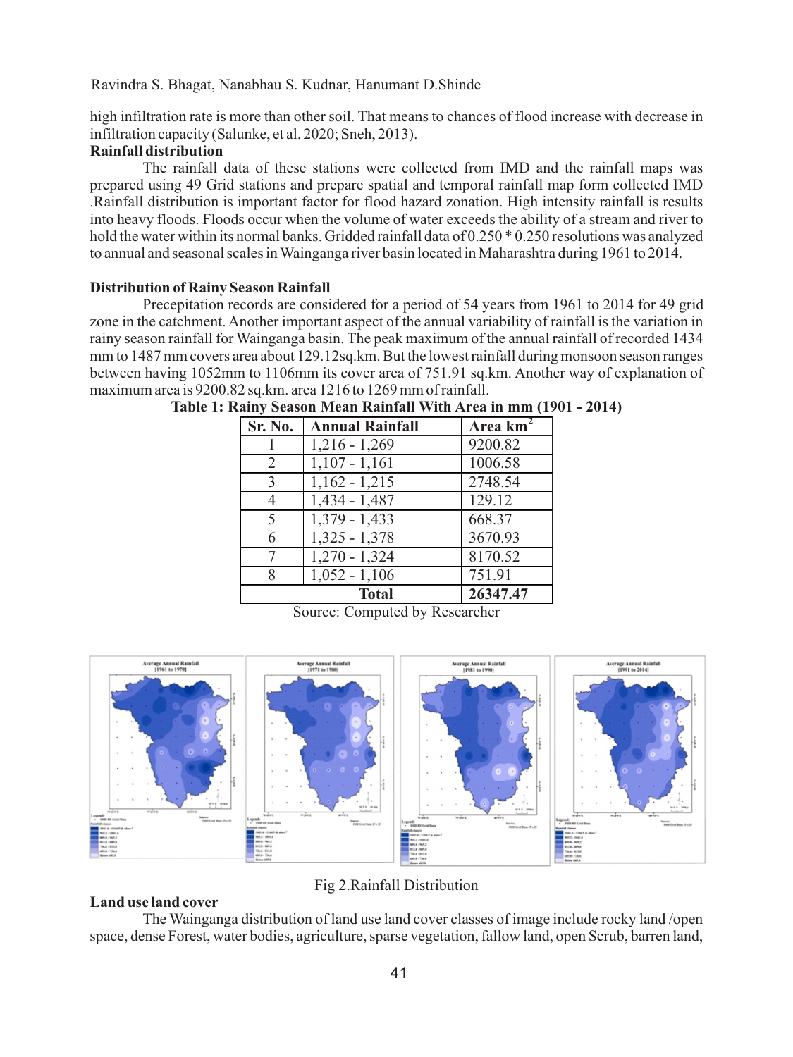high infiltration rate is more than other soil. That means to chances of flood increase with decrease in infiltration capacity (Salunke, et al. 2020; Sneh, 2013).

**Rainfall distribution**

The rainfall data of these stations were collected from IMD and the rainfall maps was prepared using 49 Grid stations and prepare spatial and temporal rainfall map form collected IMD .Rainfall distribution is important factor for flood hazard zonation. High intensity rainfall is results into heavy floods. Floods occur when the volume of water exceeds the ability of a stream and river to hold the water within its normal banks. Gridded rainfall data of 0.250 * 0.250 resolutions was analyzed to annual and seasonal scales in Wainganga river basin located in Maharashtra during 1961 to 2014.

**Distribution of Rainy Season Rainfall**

Precepitation records are considered for a period of 54 years from 1961 to 2014 for 49 grid zone in the catchment. Another important aspect of the annual variability of rainfall is the variation in rainy season rainfall for Wainganga basin. The peak maximum of the annual rainfall of recorded 1434 mm to 1487 mm covers area about 129.12sq.km. But the lowest rainfall during monsoon season ranges between having 1052mm to 1106mm its cover area of 751.91 sq.km. Another way of explanation of maximum area is 9200.82 sq.km. area 1216 to 1269 mm of rainfall.

**Table 1: Rainy Season Mean Rainfall With Area in mm (1901 - 2014)**

| Sr. No. | Annual Rainfall | Area km$^2$ |
|---|---|---|
| 1 | 1,216 - 1,269 | 9200.82 |
| 2 | 1,107 - 1,161 | 1006.58 |
| 3 | 1,162 - 1,215 | 2748.54 |
| 4 | 1,434 - 1,487 | 129.12 |
| 5 | 1,379 - 1,433 | 668.37 |
| 6 | 1,325 - 1,378 | 3670.93 |
| 7 | 1,270 - 1,324 | 8170.52 |
| 8 | 1,052 - 1,106 | 751.91 |
| **Total** | | **26347.47** |

Source: Computed by Researcher

Fig 2.Rainfall Distribution

**Land use land cover**

The Wainganga distribution of land use land cover classes of image include rocky land /open space, dense Forest, water bodies, agriculture, sparse vegetation, fallow land, open Scrub, barren land,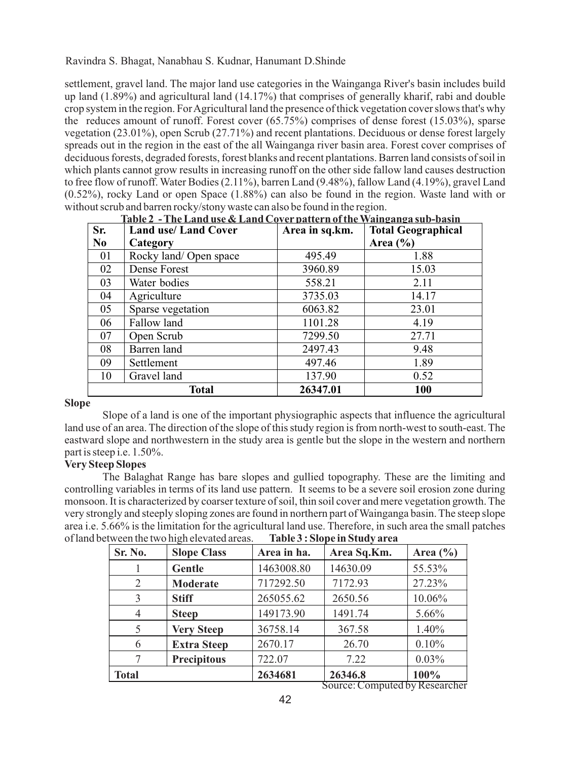settlement, gravel land. The major land use categories in the Wainganga River's basin includes build up land (1.89%) and agricultural land (14.17%) that comprises of generally kharif, rabi and double crop system in the region. For Agricultural land the presence of thick vegetation cover slows that's why the reduces amount of runoff. Forest cover (65.75%) comprises of dense forest (15.03%), sparse vegetation (23.01%), open Scrub (27.71%) and recent plantations. Deciduous or dense forest largely spreads out in the region in the east of the all Wainganga river basin area. Forest cover comprises of deciduous forests, degraded forests, forest blanks and recent plantations. Barren land consists of soil in which plants cannot grow results in increasing runoff on the other side fallow land causes destruction to free flow of runoff. Water Bodies (2.11%), barren Land (9.48%), fallow Land (4.19%), gravel Land (0.52%), rocky Land or open Space (1.88%) can also be found in the region. Waste land with or without scrub and barren rocky/stony waste can also be found in the region.

**Table 2 - The Land use & Land Cover pattern of the Wainganga sub-basin**

| Sr. No | Land use/ Land Cover Category | Area in sq.km. | Total Geographical Area (%) |
|---|---|---|---|
| 01 | Rocky land/ Open space | 495.49 | 1.88 |
| 02 | Dense Forest | 3960.89 | 15.03 |
| 03 | Water bodies | 558.21 | 2.11 |
| 04 | Agriculture | 3735.03 | 14.17 |
| 05 | Sparse vegetation | 6063.82 | 23.01 |
| 06 | Fallow land | 1101.28 | 4.19 |
| 07 | Open Scrub | 7299.50 | 27.71 |
| 08 | Barren land | 2497.43 | 9.48 |
| 09 | Settlement | 497.46 | 1.89 |
| 10 | Gravel land | 137.90 | 0.52 |
| **Total** | | **26347.01** | **100** |

**Slope**

Slope of a land is one of the important physiographic aspects that influence the agricultural land use of an area. The direction of the slope of this study region is from north-west to south-east. The eastward slope and northwestern in the study area is gentle but the slope in the western and northern part is steep i.e. 1.50%.

**Very Steep Slopes**

The Balaghat Range has bare slopes and gullied topography. These are the limiting and controlling variables in terms of its land use pattern. It seems to be a severe soil erosion zone during monsoon. It is characterized by coarser texture of soil, thin soil cover and mere vegetation growth. The very strongly and steeply sloping zones are found in northern part of Wainganga basin. The steep slope area i.e. 5.66% is the limitation for the agricultural land use. Therefore, in such area the small patches of land between the two high elevated areas.

**Table 3 : Slope in Study area**

| Sr. No. | Slope Class | Area in ha. | Area Sq.Km. | Area (%) |
|---|---|---|---|---|
| 1 | **Gentle** | 1463008.80 | 14630.09 | 55.53% |
| 2 | **Moderate** | 717292.50 | 7172.93 | 27.23% |
| 3 | **Stiff** | 265055.62 | 2650.56 | 10.06% |
| 4 | **Steep** | 149173.90 | 1491.74 | 5.66% |
| 5 | **Very Steep** | 36758.14 | 367.58 | 1.40% |
| 6 | **Extra Steep** | 2670.17 | 26.70 | 0.10% |
| 7 | **Precipitous** | 722.07 | 7.22 | 0.03% |
| **Total** | | **2634681** | **26346.8** | **100%** |

Source: Computed by Researcher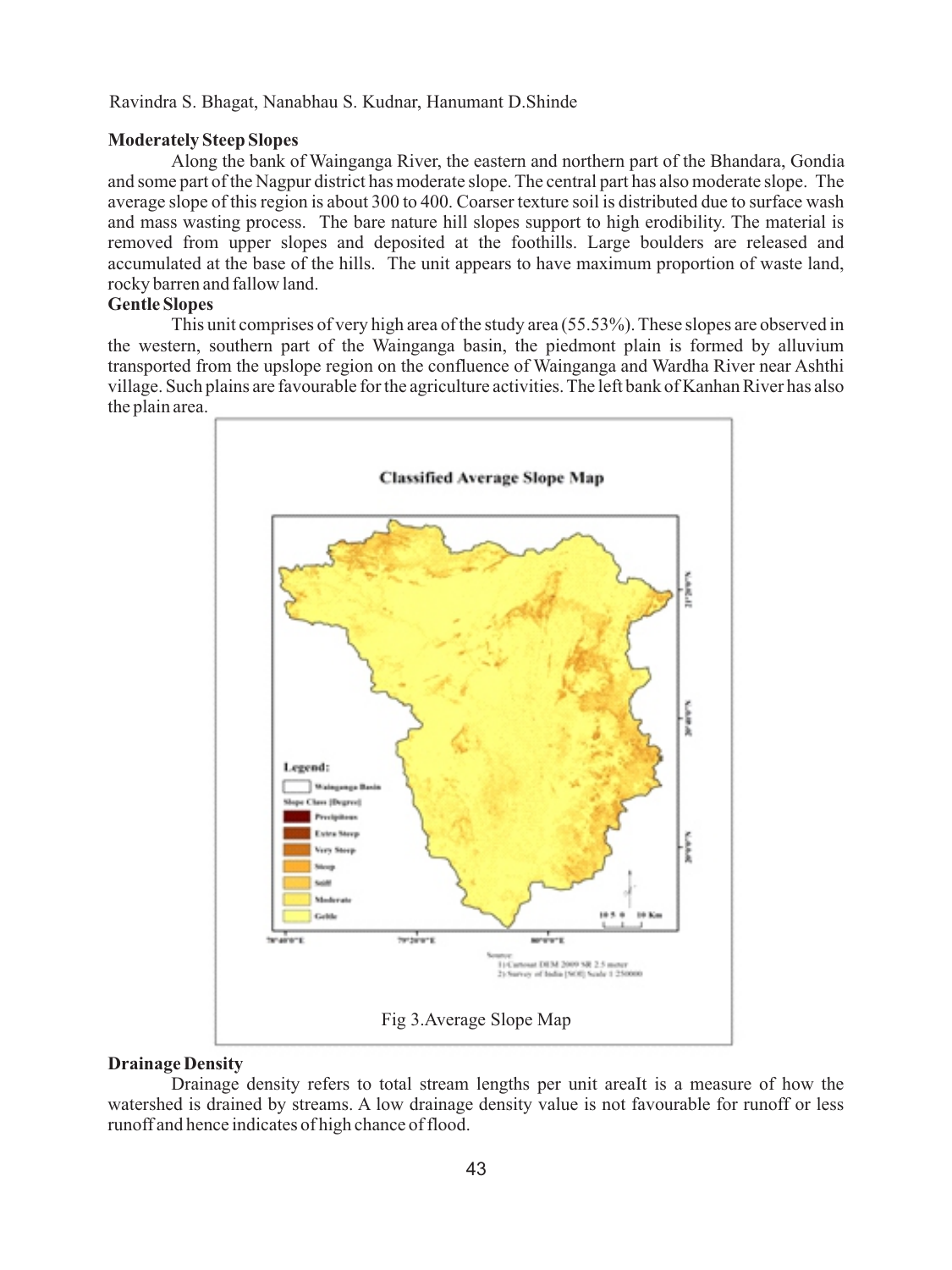### Moderately Steep Slopes

Along the bank of Wainganga River, the eastern and northern part of the Bhandara, Gondia and some part of the Nagpur district has moderate slope. The central part has also moderate slope. The average slope of this region is about 300 to 400. Coarser texture soil is distributed due to surface wash and mass wasting process. The bare nature hill slopes support to high erodibility. The material is removed from upper slopes and deposited at the foothills. Large boulders are released and accumulated at the base of the hills. The unit appears to have maximum proportion of waste land, rocky barren and fallow land.

### Gentle Slopes

This unit comprises of very high area of the study area (55.53%). These slopes are observed in the western, southern part of the Wainganga basin, the piedmont plain is formed by alluvium transported from the upslope region on the confluence of Wainganga and Wardha River near Ashthi village. Such plains are favourable for the agriculture activities. The left bank of Kanhan River has also the plain area.

Fig 3.Average Slope Map

### Drainage Density

Drainage density refers to total stream lengths per unit areaIt is a measure of how the watershed is drained by streams. A low drainage density value is not favourable for runoff or less runoff and hence indicates of high chance of flood.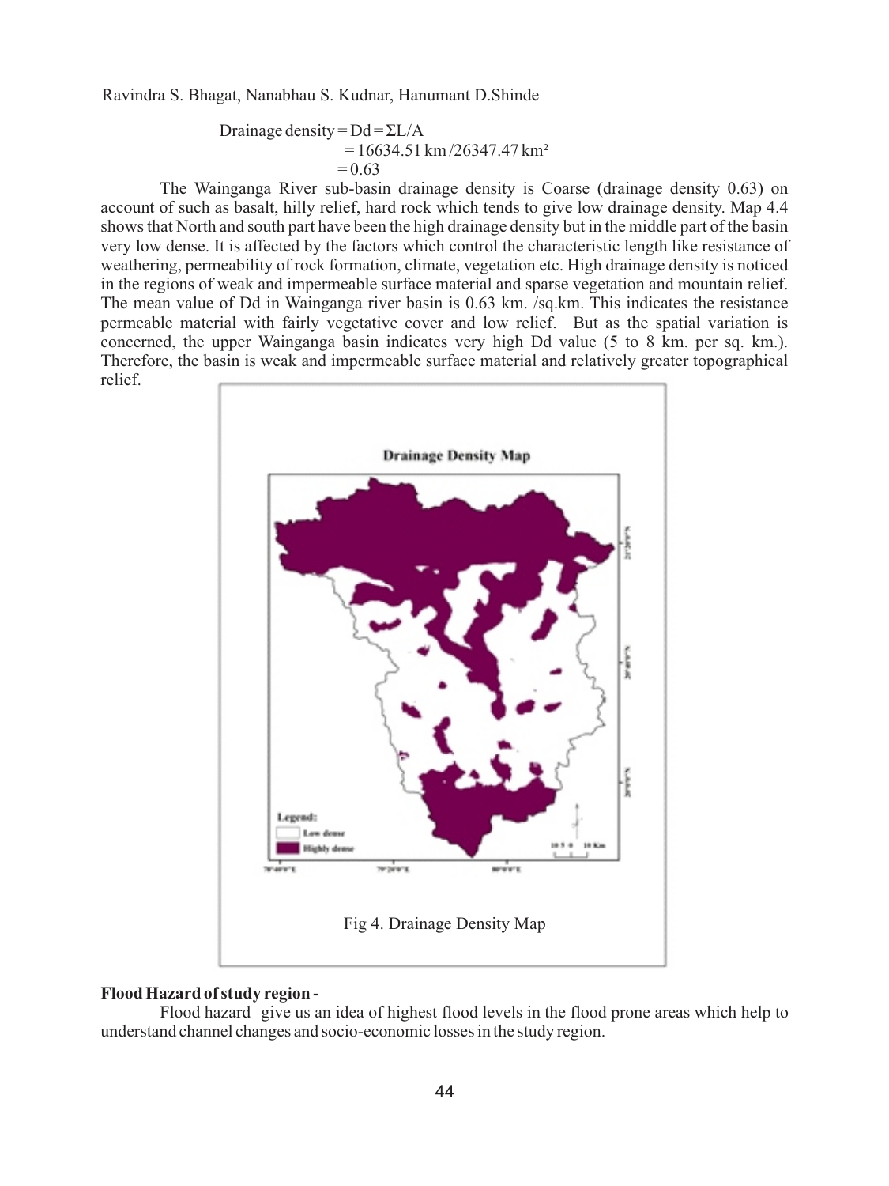$$\text{Drainage density} = Dd = \Sigma L/A$$
$$= 16634.51 \text{ km} / 26347.47 \text{ km}^2$$
$$= 0.63$$

The Wainganga River sub-basin drainage density is Coarse (drainage density 0.63) on account of such as basalt, hilly relief, hard rock which tends to give low drainage density. Map 4.4 shows that North and south part have been the high drainage density but in the middle part of the basin very low dense. It is affected by the factors which control the characteristic length like resistance of weathering, permeability of rock formation, climate, vegetation etc. High drainage density is noticed in the regions of weak and impermeable surface material and sparse vegetation and mountain relief. The mean value of Dd in Wainganga river basin is 0.63 km. /sq.km. This indicates the resistance permeable material with fairly vegetative cover and low relief. But as the spatial variation is concerned, the upper Wainganga basin indicates very high Dd value (5 to 8 km. per sq. km.). Therefore, the basin is weak and impermeable surface material and relatively greater topographical relief.

Fig 4. Drainage Density Map

**Flood Hazard of study region -**

Flood hazard give us an idea of highest flood levels in the flood prone areas which help to understand channel changes and socio-economic losses in the study region.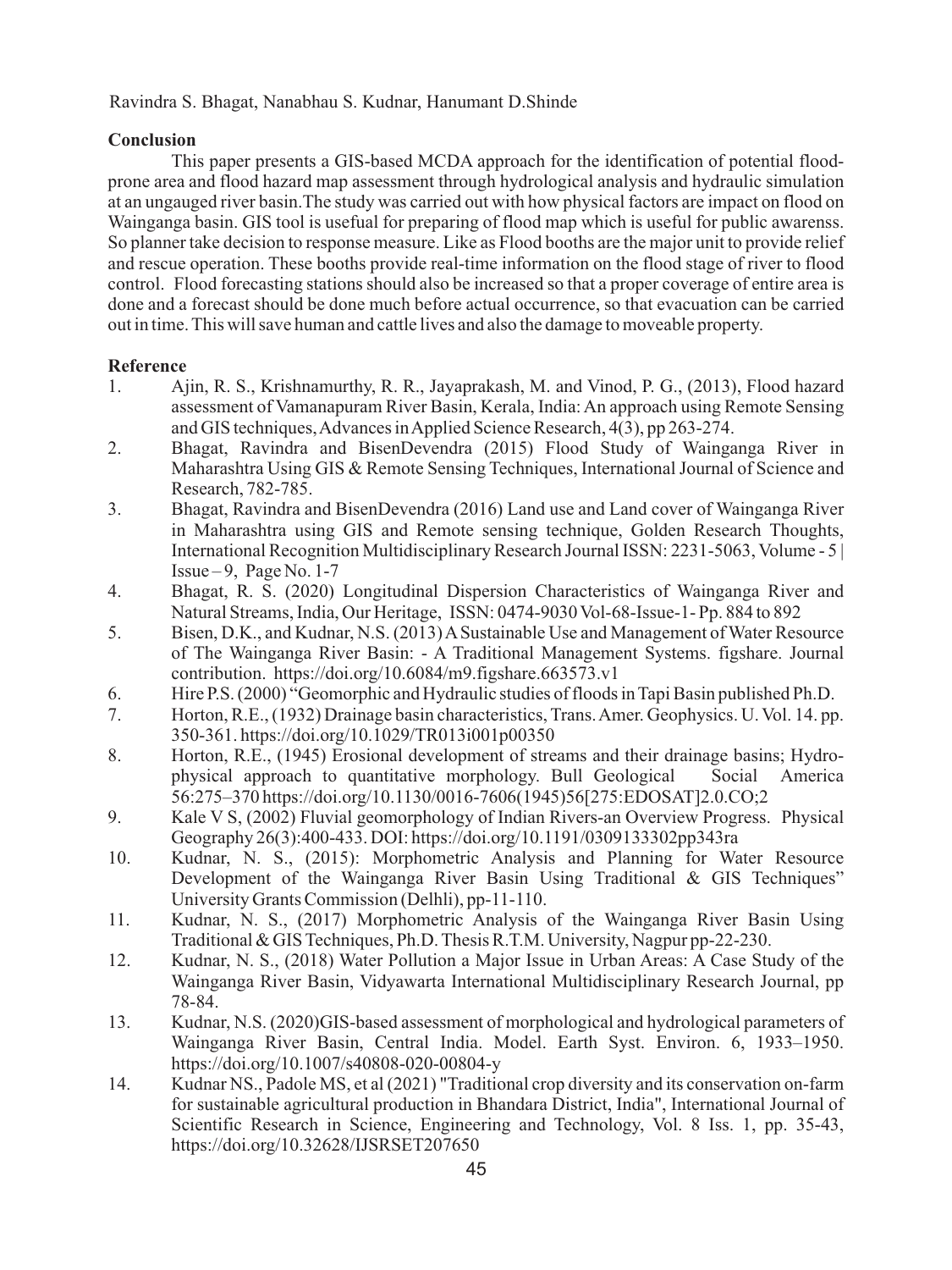## Conclusion

This paper presents a GIS-based MCDA approach for the identification of potential flood-prone area and flood hazard map assessment through hydrological analysis and hydraulic simulation at an ungauged river basin.The study was carried out with how physical factors are impact on flood on Wainganga basin. GIS tool is usefual for preparing of flood map which is useful for public awarenss. So planner take decision to response measure. Like as Flood booths are the major unit to provide relief and rescue operation. These booths provide real-time information on the flood stage of river to flood control. Flood forecasting stations should also be increased so that a proper coverage of entire area is done and a forecast should be done much before actual occurrence, so that evacuation can be carried out in time. This will save human and cattle lives and also the damage to moveable property.

## Reference

1. Ajin, R. S., Krishnamurthy, R. R., Jayaprakash, M. and Vinod, P. G., (2013), Flood hazard assessment of Vamanapuram River Basin, Kerala, India: An approach using Remote Sensing and GIS techniques, Advances in Applied Science Research, 4(3), pp 263-274.
2. Bhagat, Ravindra and BisenDevendra (2015) Flood Study of Wainganga River in Maharashtra Using GIS & Remote Sensing Techniques, International Journal of Science and Research, 782-785.
3. Bhagat, Ravindra and BisenDevendra (2016) Land use and Land cover of Wainganga River in Maharashtra using GIS and Remote sensing technique, Golden Research Thoughts, International Recognition Multidisciplinary Research Journal ISSN: 2231-5063, Volume - 5 | Issue – 9, Page No. 1-7
4. Bhagat, R. S. (2020) Longitudinal Dispersion Characteristics of Wainganga River and Natural Streams, India, Our Heritage, ISSN: 0474-9030 Vol-68-Issue-1- Pp. 884 to 892
5. Bisen, D.K., and Kudnar, N.S. (2013) A Sustainable Use and Management of Water Resource of The Wainganga River Basin: - A Traditional Management Systems. figshare. Journal contribution. https://doi.org/10.6084/m9.figshare.663573.v1
6. Hire P.S. (2000) "Geomorphic and Hydraulic studies of floods in Tapi Basin published Ph.D.
7. Horton, R.E., (1932) Drainage basin characteristics, Trans. Amer. Geophysics. U. Vol. 14. pp. 350-361. https://doi.org/10.1029/TR013i001p00350
8. Horton, R.E., (1945) Erosional development of streams and their drainage basins; Hydro-physical approach to quantitative morphology. Bull Geological Social America 56:275–370 https://doi.org/10.1130/0016-7606(1945)56[275:EDOSAT]2.0.CO;2
9. Kale V S, (2002) Fluvial geomorphology of Indian Rivers-an Overview Progress. Physical Geography 26(3):400-433. DOI: https://doi.org/10.1191/0309133302pp343ra
10. Kudnar, N. S., (2015): Morphometric Analysis and Planning for Water Resource Development of the Wainganga River Basin Using Traditional & GIS Techniques" University Grants Commission (Delhli), pp-11-110.
11. Kudnar, N. S., (2017) Morphometric Analysis of the Wainganga River Basin Using Traditional & GIS Techniques, Ph.D. Thesis R.T.M. University, Nagpur pp-22-230.
12. Kudnar, N. S., (2018) Water Pollution a Major Issue in Urban Areas: A Case Study of the Wainganga River Basin, Vidyawarta International Multidisciplinary Research Journal, pp 78-84.
13. Kudnar, N.S. (2020)GIS-based assessment of morphological and hydrological parameters of Wainganga River Basin, Central India. Model. Earth Syst. Environ. 6, 1933–1950. https://doi.org/10.1007/s40808-020-00804-y
14. Kudnar NS., Padole MS, et al (2021) "Traditional crop diversity and its conservation on-farm for sustainable agricultural production in Bhandara District, India", International Journal of Scientific Research in Science, Engineering and Technology, Vol. 8 Iss. 1, pp. 35-43, https://doi.org/10.32628/IJSRSET207650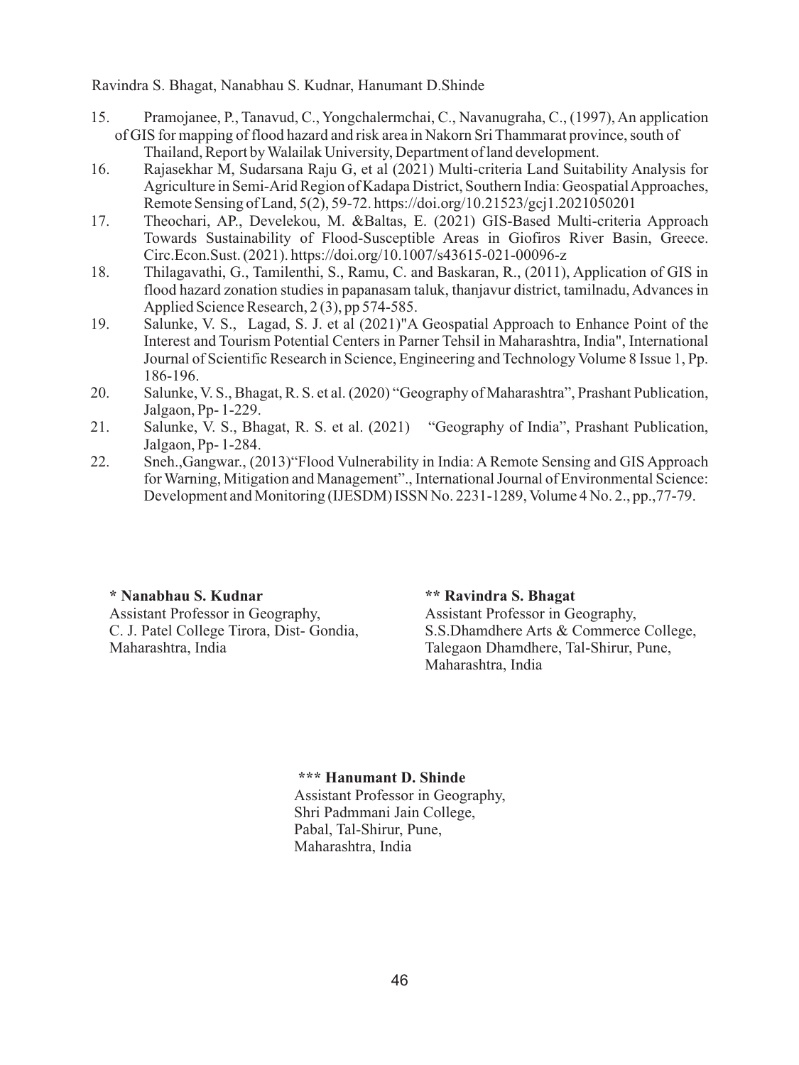15. Pramojanee, P., Tanavud, C., Yongchalermchai, C., Navanugraha, C., (1997), An application of GIS for mapping of flood hazard and risk area in Nakorn Sri Thammarat province, south of Thailand, Report by Walailak University, Department of land development.
16. Rajasekhar M, Sudarsana Raju G, et al (2021) Multi-criteria Land Suitability Analysis for Agriculture in Semi-Arid Region of Kadapa District, Southern India: Geospatial Approaches, Remote Sensing of Land, 5(2), 59-72. https://doi.org/10.21523/gcj1.2021050201
17. Theochari, AP., Develekou, M. &Baltas, E. (2021) GIS-Based Multi-criteria Approach Towards Sustainability of Flood-Susceptible Areas in Giofiros River Basin, Greece. Circ.Econ.Sust. (2021). https://doi.org/10.1007/s43615-021-00096-z
18. Thilagavathi, G., Tamilenthi, S., Ramu, C. and Baskaran, R., (2011), Application of GIS in flood hazard zonation studies in papanasam taluk, thanjavur district, tamilnadu, Advances in Applied Science Research, 2 (3), pp 574-585.
19. Salunke, V. S., Lagad, S. J. et al (2021)"A Geospatial Approach to Enhance Point of the Interest and Tourism Potential Centers in Parner Tehsil in Maharashtra, India", International Journal of Scientific Research in Science, Engineering and Technology Volume 8 Issue 1, Pp. 186-196.
20. Salunke, V. S., Bhagat, R. S. et al. (2020) "Geography of Maharashtra", Prashant Publication, Jalgaon, Pp- 1-229.
21. Salunke, V. S., Bhagat, R. S. et al. (2021) "Geography of India", Prashant Publication, Jalgaon, Pp- 1-284.
22. Sneh.,Gangwar., (2013)"Flood Vulnerability in India: A Remote Sensing and GIS Approach for Warning, Mitigation and Management"., International Journal of Environmental Science: Development and Monitoring (IJESDM) ISSN No. 2231-1289, Volume 4 No. 2., pp.,77-79.

**\* Nanabhau S. Kudnar**
Assistant Professor in Geography,
C. J. Patel College Tirora, Dist- Gondia,
Maharashtra, India

**\*\* Ravindra S. Bhagat**
Assistant Professor in Geography,
S.S.Dhamdhere Arts & Commerce College,
Talegaon Dhamdhere, Tal-Shirur, Pune,
Maharashtra, India

**\*\*\* Hanumant D. Shinde**
Assistant Professor in Geography,
Shri Padmmani Jain College,
Pabal, Tal-Shirur, Pune,
Maharashtra, India